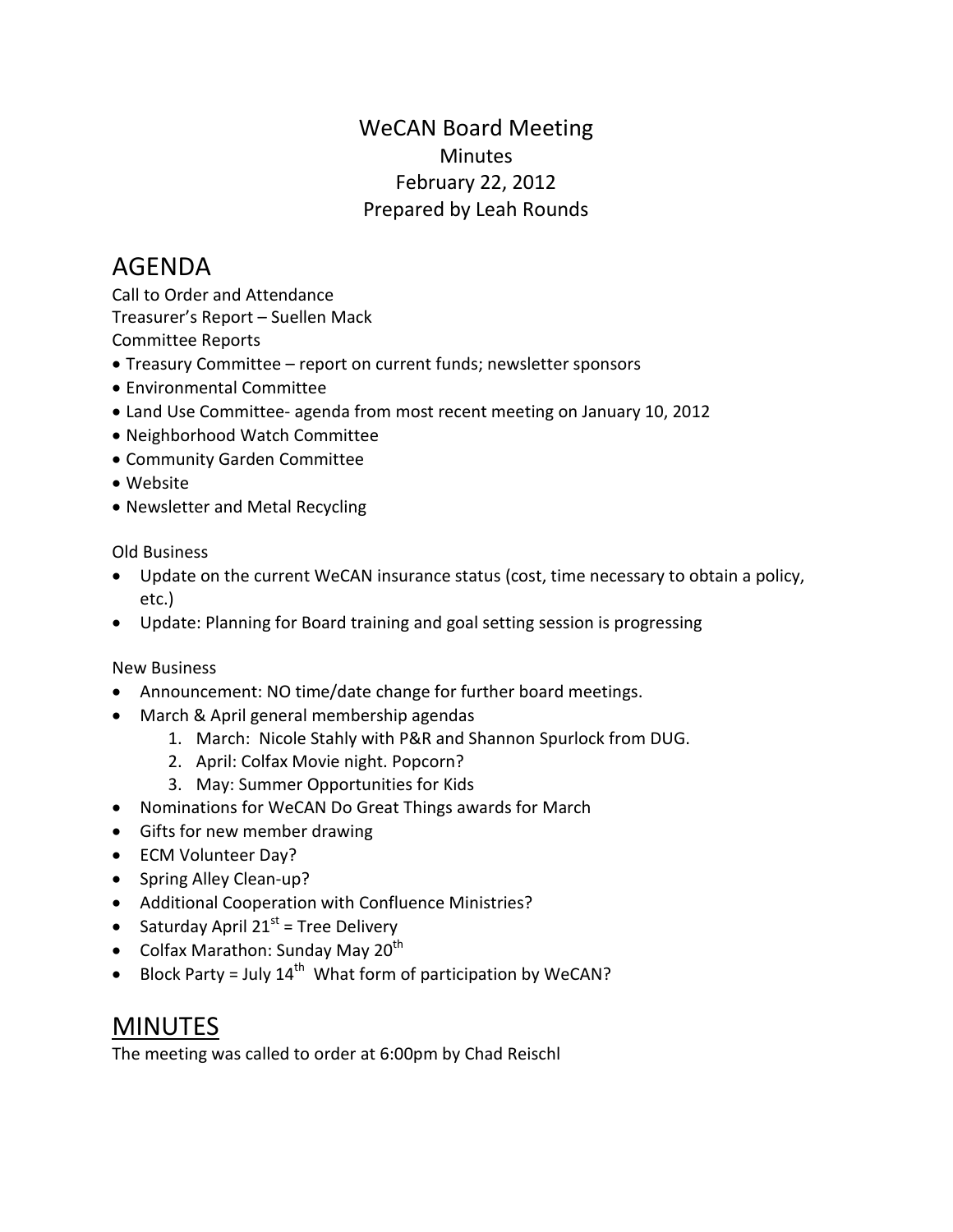# WeCAN Board Meeting

Minutes

February 22, 2012

Prepared by Leah Rounds

## AGENDA

Call to Order and Attendance

Treasurer's Report – Suellen Mack

Committee Reports

- Treasury Committee – report on current funds; newsletter sponsors
- Environmental Committee
- Land Use Committee- agenda from most recent meeting on January 10, 2012
- Neighborhood Watch Committee
- Community Garden Committee
- Website
- Newsletter and Metal Recycling

Old Business

- Update on the current WeCAN insurance status (cost, time necessary to obtain a policy, etc.)
- Update: Planning for Board training and goal setting session is progressing

New Business

- Announcement: NO time/date change for further board meetings.
- March & April general membership agendas
  1. March: Nicole Stahly with P&R and Shannon Spurlock from DUG.
  2. April: Colfax Movie night. Popcorn?
  3. May: Summer Opportunities for Kids
- Nominations for WeCAN Do Great Things awards for March
- Gifts for new member drawing
- ECM Volunteer Day?
- Spring Alley Clean-up?
- Additional Cooperation with Confluence Ministries?
- Saturday April 21st = Tree Delivery
- Colfax Marathon: Sunday May 20th
- Block Party = July 14th What form of participation by WeCAN?

## MINUTES

The meeting was called to order at 6:00pm by Chad Reischl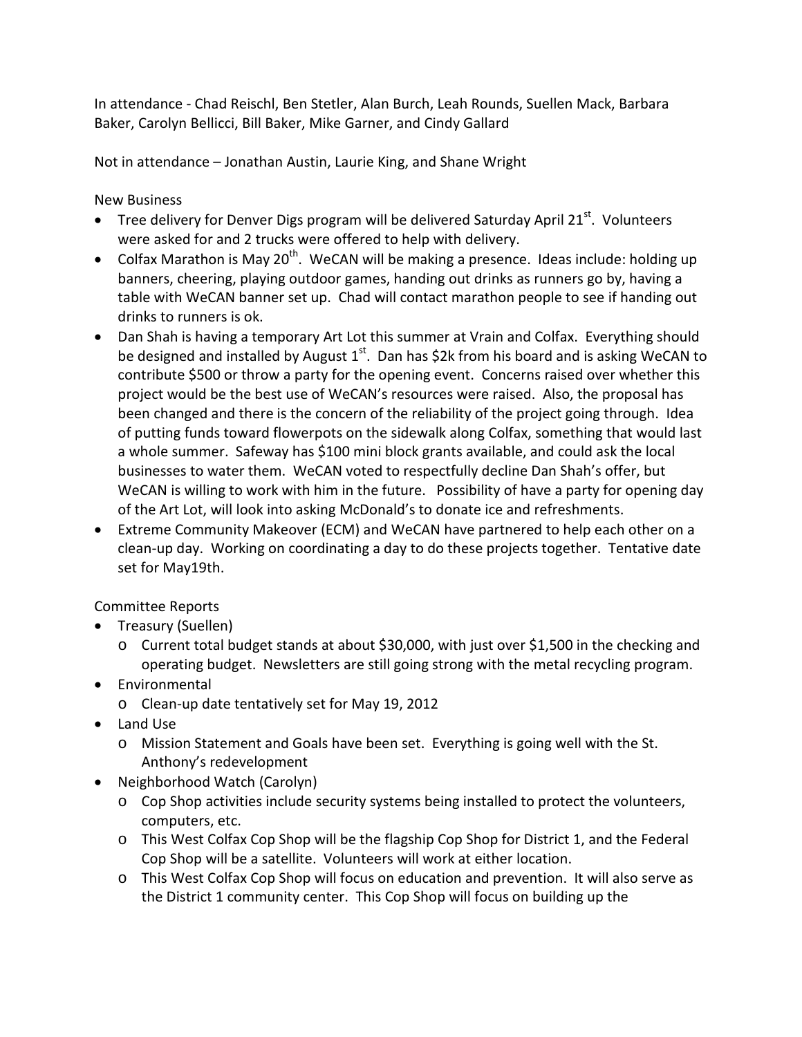In attendance - Chad Reischl, Ben Stetler, Alan Burch, Leah Rounds, Suellen Mack, Barbara Baker, Carolyn Bellicci, Bill Baker, Mike Garner, and Cindy Gallard

Not in attendance – Jonathan Austin, Laurie King, and Shane Wright

New Business

- Tree delivery for Denver Digs program will be delivered Saturday April 21st. Volunteers were asked for and 2 trucks were offered to help with delivery.
- Colfax Marathon is May 20th. WeCAN will be making a presence. Ideas include: holding up banners, cheering, playing outdoor games, handing out drinks as runners go by, having a table with WeCAN banner set up. Chad will contact marathon people to see if handing out drinks to runners is ok.
- Dan Shah is having a temporary Art Lot this summer at Vrain and Colfax. Everything should be designed and installed by August 1st. Dan has $2k from his board and is asking WeCAN to contribute $500 or throw a party for the opening event. Concerns raised over whether this project would be the best use of WeCAN's resources were raised. Also, the proposal has been changed and there is the concern of the reliability of the project going through. Idea of putting funds toward flowerpots on the sidewalk along Colfax, something that would last a whole summer. Safeway has $100 mini block grants available, and could ask the local businesses to water them. WeCAN voted to respectfully decline Dan Shah's offer, but WeCAN is willing to work with him in the future. Possibility of have a party for opening day of the Art Lot, will look into asking McDonald's to donate ice and refreshments.
- Extreme Community Makeover (ECM) and WeCAN have partnered to help each other on a clean-up day. Working on coordinating a day to do these projects together. Tentative date set for May19th.

Committee Reports

- Treasury (Suellen)
  - Current total budget stands at about $30,000, with just over $1,500 in the checking and operating budget. Newsletters are still going strong with the metal recycling program.
- Environmental
  - Clean-up date tentatively set for May 19, 2012
- Land Use
  - Mission Statement and Goals have been set. Everything is going well with the St. Anthony's redevelopment
- Neighborhood Watch (Carolyn)
  - Cop Shop activities include security systems being installed to protect the volunteers, computers, etc.
  - This West Colfax Cop Shop will be the flagship Cop Shop for District 1, and the Federal Cop Shop will be a satellite. Volunteers will work at either location.
  - This West Colfax Cop Shop will focus on education and prevention. It will also serve as the District 1 community center. This Cop Shop will focus on building up the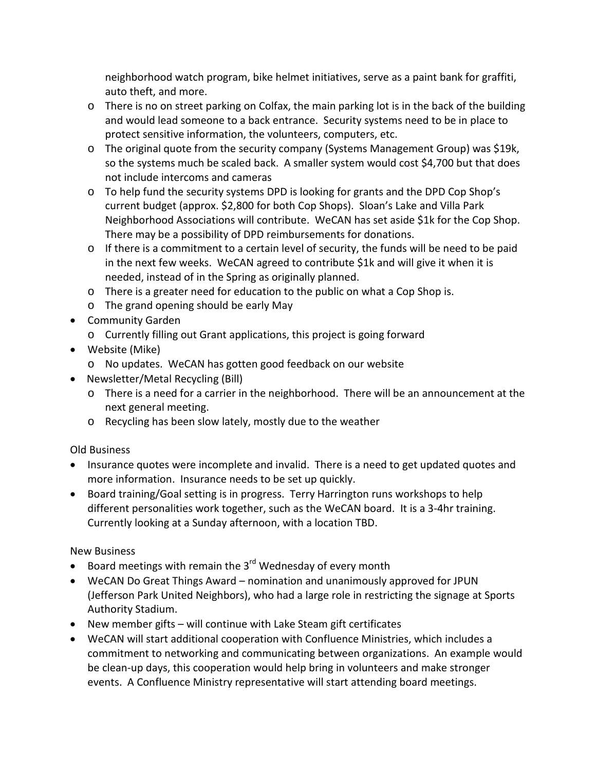neighborhood watch program, bike helmet initiatives, serve as a paint bank for graffiti, auto theft, and more.
  - There is no on street parking on Colfax, the main parking lot is in the back of the building and would lead someone to a back entrance. Security systems need to be in place to protect sensitive information, the volunteers, computers, etc.
  - The original quote from the security company (Systems Management Group) was $19k, so the systems much be scaled back. A smaller system would cost $4,700 but that does not include intercoms and cameras
  - To help fund the security systems DPD is looking for grants and the DPD Cop Shop's current budget (approx. $2,800 for both Cop Shops). Sloan's Lake and Villa Park Neighborhood Associations will contribute. WeCAN has set aside $1k for the Cop Shop. There may be a possibility of DPD reimbursements for donations.
  - If there is a commitment to a certain level of security, the funds will be need to be paid in the next few weeks. WeCAN agreed to contribute $1k and will give it when it is needed, instead of in the Spring as originally planned.
  - There is a greater need for education to the public on what a Cop Shop is.
  - The grand opening should be early May
- Community Garden
  - Currently filling out Grant applications, this project is going forward
- Website (Mike)
  - No updates. WeCAN has gotten good feedback on our website
- Newsletter/Metal Recycling (Bill)
  - There is a need for a carrier in the neighborhood. There will be an announcement at the next general meeting.
  - Recycling has been slow lately, mostly due to the weather

Old Business

- Insurance quotes were incomplete and invalid. There is a need to get updated quotes and more information. Insurance needs to be set up quickly.
- Board training/Goal setting is in progress. Terry Harrington runs workshops to help different personalities work together, such as the WeCAN board. It is a 3-4hr training. Currently looking at a Sunday afternoon, with a location TBD.

New Business

- Board meetings with remain the 3rd Wednesday of every month
- WeCAN Do Great Things Award – nomination and unanimously approved for JPUN (Jefferson Park United Neighbors), who had a large role in restricting the signage at Sports Authority Stadium.
- New member gifts – will continue with Lake Steam gift certificates
- WeCAN will start additional cooperation with Confluence Ministries, which includes a commitment to networking and communicating between organizations. An example would be clean-up days, this cooperation would help bring in volunteers and make stronger events. A Confluence Ministry representative will start attending board meetings.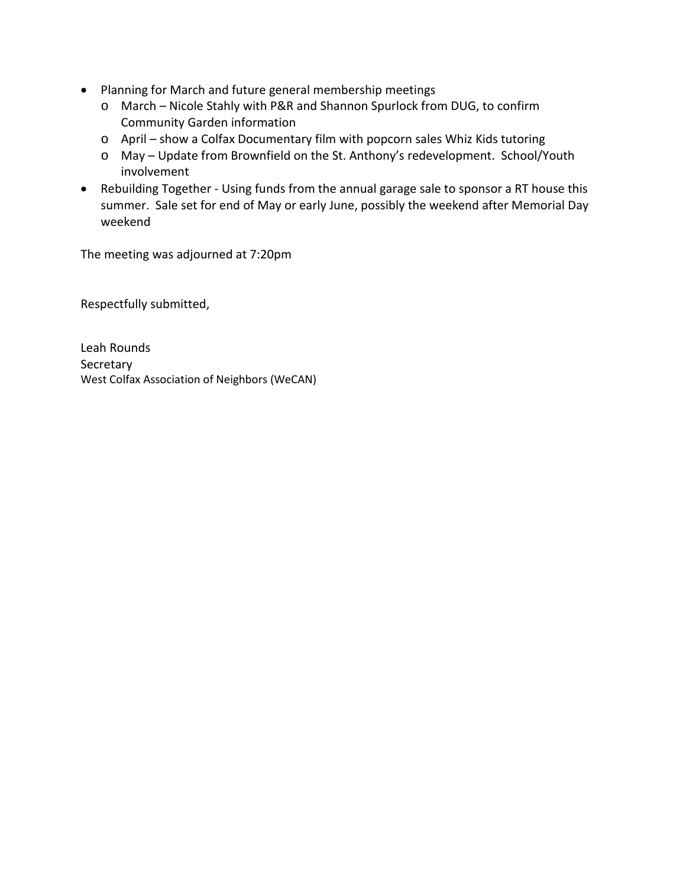- Planning for March and future general membership meetings
  - March – Nicole Stahly with P&R and Shannon Spurlock from DUG, to confirm Community Garden information
  - April – show a Colfax Documentary film with popcorn sales Whiz Kids tutoring
  - May – Update from Brownfield on the St. Anthony's redevelopment. School/Youth involvement
- Rebuilding Together - Using funds from the annual garage sale to sponsor a RT house this summer. Sale set for end of May or early June, possibly the weekend after Memorial Day weekend

The meeting was adjourned at 7:20pm

Respectfully submitted,

Leah Rounds
Secretary
West Colfax Association of Neighbors (WeCAN)